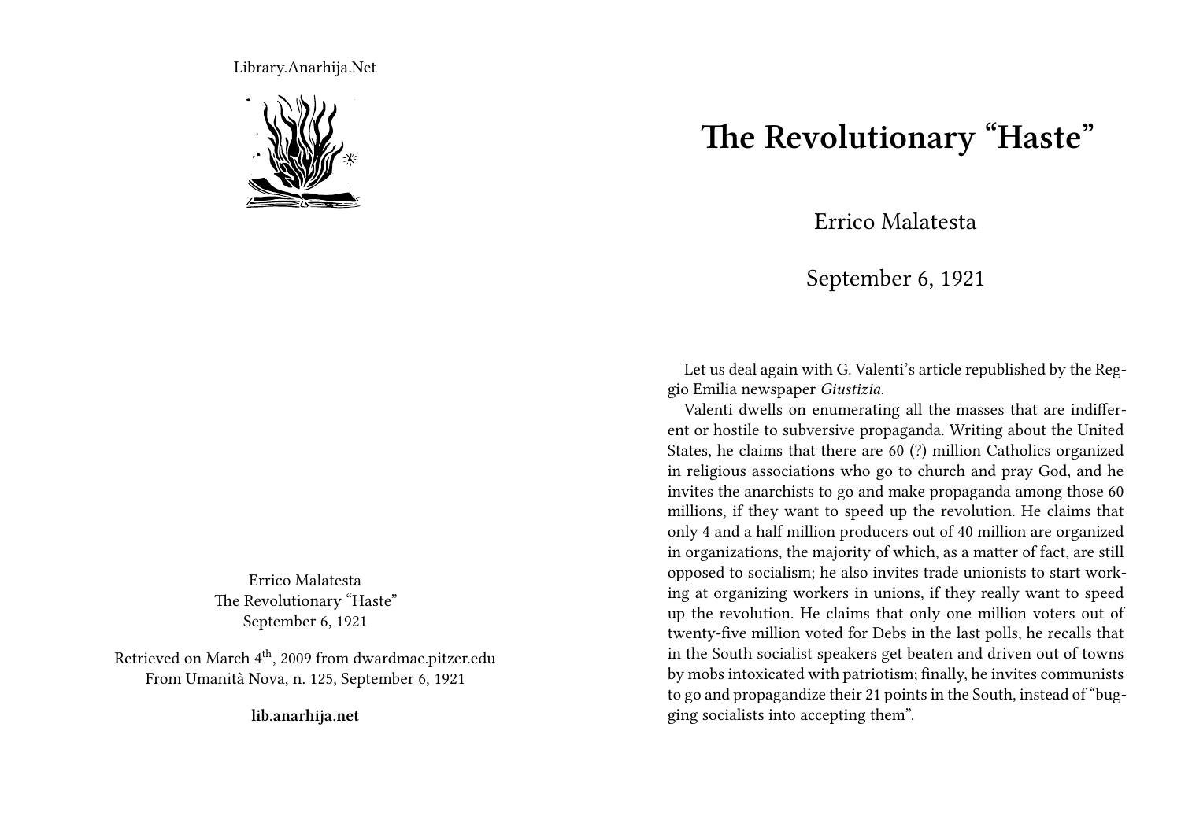Library.Anarhija.Net

Errico Malatesta
The Revolutionary "Haste"
September 6, 1921

Retrieved on March 4th, 2009 from dwardmac.pitzer.edu
From Umanità Nova, n. 125, September 6, 1921

**lib.anarhija.net**

# The Revolutionary "Haste"

Errico Malatesta

September 6, 1921

Let us deal again with G. Valenti's article republished by the Reggio Emilia newspaper *Giustizia*.

Valenti dwells on enumerating all the masses that are indifferent or hostile to subversive propaganda. Writing about the United States, he claims that there are 60 (?) million Catholics organized in religious associations who go to church and pray God, and he invites the anarchists to go and make propaganda among those 60 millions, if they want to speed up the revolution. He claims that only 4 and a half million producers out of 40 million are organized in organizations, the majority of which, as a matter of fact, are still opposed to socialism; he also invites trade unionists to start working at organizing workers in unions, if they really want to speed up the revolution. He claims that only one million voters out of twenty-five million voted for Debs in the last polls, he recalls that in the South socialist speakers get beaten and driven out of towns by mobs intoxicated with patriotism; finally, he invites communists to go and propagandize their 21 points in the South, instead of "bugging socialists into accepting them".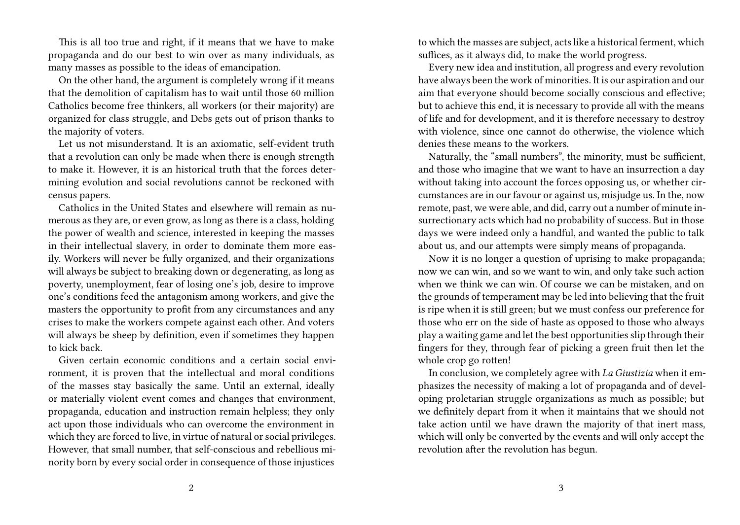This is all too true and right, if it means that we have to make propaganda and do our best to win over as many individuals, as many masses as possible to the ideas of emancipation.

On the other hand, the argument is completely wrong if it means that the demolition of capitalism has to wait until those 60 million Catholics become free thinkers, all workers (or their majority) are organized for class struggle, and Debs gets out of prison thanks to the majority of voters.

Let us not misunderstand. It is an axiomatic, self-evident truth that a revolution can only be made when there is enough strength to make it. However, it is an historical truth that the forces determining evolution and social revolutions cannot be reckoned with census papers.

Catholics in the United States and elsewhere will remain as numerous as they are, or even grow, as long as there is a class, holding the power of wealth and science, interested in keeping the masses in their intellectual slavery, in order to dominate them more easily. Workers will never be fully organized, and their organizations will always be subject to breaking down or degenerating, as long as poverty, unemployment, fear of losing one's job, desire to improve one's conditions feed the antagonism among workers, and give the masters the opportunity to profit from any circumstances and any crises to make the workers compete against each other. And voters will always be sheep by definition, even if sometimes they happen to kick back.

Given certain economic conditions and a certain social environment, it is proven that the intellectual and moral conditions of the masses stay basically the same. Until an external, ideally or materially violent event comes and changes that environment, propaganda, education and instruction remain helpless; they only act upon those individuals who can overcome the environment in which they are forced to live, in virtue of natural or social privileges. However, that small number, that self-conscious and rebellious minority born by every social order in consequence of those injustices to which the masses are subject, acts like a historical ferment, which suffices, as it always did, to make the world progress.

Every new idea and institution, all progress and every revolution have always been the work of minorities. It is our aspiration and our aim that everyone should become socially conscious and effective; but to achieve this end, it is necessary to provide all with the means of life and for development, and it is therefore necessary to destroy with violence, since one cannot do otherwise, the violence which denies these means to the workers.

Naturally, the "small numbers", the minority, must be sufficient, and those who imagine that we want to have an insurrection a day without taking into account the forces opposing us, or whether circumstances are in our favour or against us, misjudge us. In the, now remote, past, we were able, and did, carry out a number of minute insurrectionary acts which had no probability of success. But in those days we were indeed only a handful, and wanted the public to talk about us, and our attempts were simply means of propaganda.

Now it is no longer a question of uprising to make propaganda; now we can win, and so we want to win, and only take such action when we think we can win. Of course we can be mistaken, and on the grounds of temperament may be led into believing that the fruit is ripe when it is still green; but we must confess our preference for those who err on the side of haste as opposed to those who always play a waiting game and let the best opportunities slip through their fingers for they, through fear of picking a green fruit then let the whole crop go rotten!

In conclusion, we completely agree with *La Giustizia* when it emphasizes the necessity of making a lot of propaganda and of developing proletarian struggle organizations as much as possible; but we definitely depart from it when it maintains that we should not take action until we have drawn the majority of that inert mass, which will only be converted by the events and will only accept the revolution after the revolution has begun.